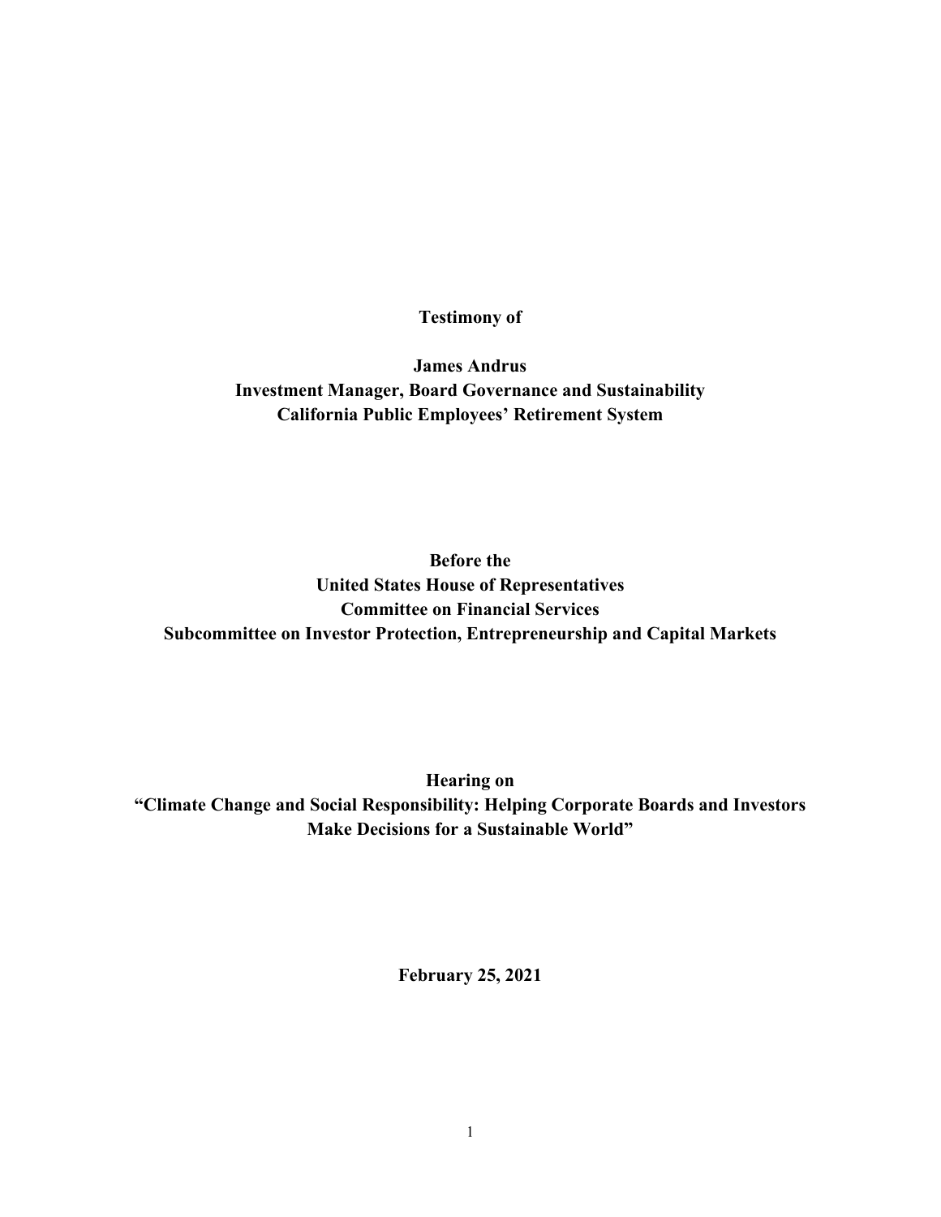**Testimony of**

**James Andrus**
**Investment Manager, Board Governance and Sustainability**
**California Public Employees' Retirement System**

**Before the**
**United States House of Representatives**
**Committee on Financial Services**
**Subcommittee on Investor Protection, Entrepreneurship and Capital Markets**

**Hearing on**
**"Climate Change and Social Responsibility: Helping Corporate Boards and Investors Make Decisions for a Sustainable World"**

**February 25, 2021**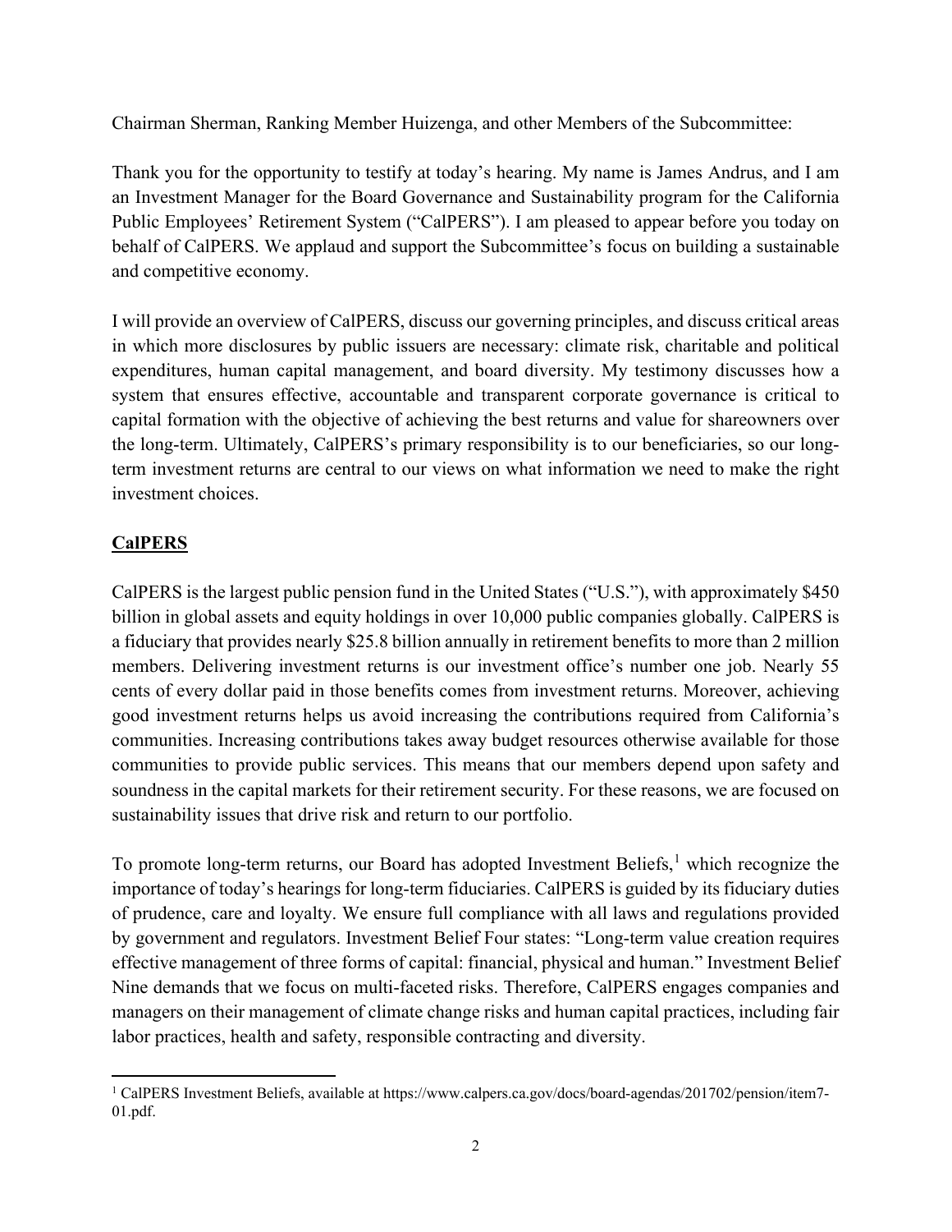Chairman Sherman, Ranking Member Huizenga, and other Members of the Subcommittee:

Thank you for the opportunity to testify at today's hearing. My name is James Andrus, and I am an Investment Manager for the Board Governance and Sustainability program for the California Public Employees' Retirement System ("CalPERS"). I am pleased to appear before you today on behalf of CalPERS. We applaud and support the Subcommittee's focus on building a sustainable and competitive economy.

I will provide an overview of CalPERS, discuss our governing principles, and discuss critical areas in which more disclosures by public issuers are necessary: climate risk, charitable and political expenditures, human capital management, and board diversity. My testimony discusses how a system that ensures effective, accountable and transparent corporate governance is critical to capital formation with the objective of achieving the best returns and value for shareowners over the long-term. Ultimately, CalPERS's primary responsibility is to our beneficiaries, so our long-term investment returns are central to our views on what information we need to make the right investment choices.

## **CalPERS**

CalPERS is the largest public pension fund in the United States ("U.S."), with approximately $450 billion in global assets and equity holdings in over 10,000 public companies globally. CalPERS is a fiduciary that provides nearly $25.8 billion annually in retirement benefits to more than 2 million members. Delivering investment returns is our investment office's number one job. Nearly 55 cents of every dollar paid in those benefits comes from investment returns. Moreover, achieving good investment returns helps us avoid increasing the contributions required from California's communities. Increasing contributions takes away budget resources otherwise available for those communities to provide public services. This means that our members depend upon safety and soundness in the capital markets for their retirement security. For these reasons, we are focused on sustainability issues that drive risk and return to our portfolio.

To promote long-term returns, our Board has adopted Investment Beliefs,[1] which recognize the importance of today's hearings for long-term fiduciaries. CalPERS is guided by its fiduciary duties of prudence, care and loyalty. We ensure full compliance with all laws and regulations provided by government and regulators. Investment Belief Four states: "Long-term value creation requires effective management of three forms of capital: financial, physical and human." Investment Belief Nine demands that we focus on multi-faceted risks. Therefore, CalPERS engages companies and managers on their management of climate change risks and human capital practices, including fair labor practices, health and safety, responsible contracting and diversity.

---

[1] CalPERS Investment Beliefs, available at https://www.calpers.ca.gov/docs/board-agendas/201702/pension/item7-01.pdf.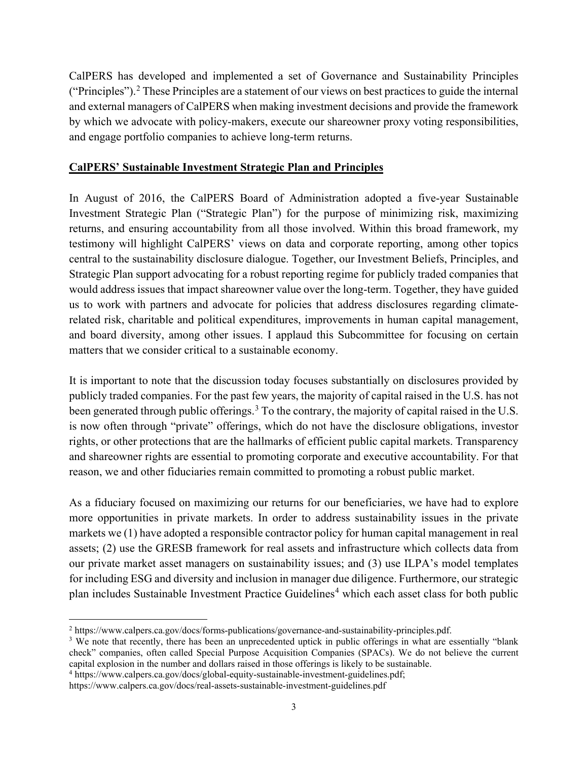CalPERS has developed and implemented a set of Governance and Sustainability Principles ("Principles").[2] These Principles are a statement of our views on best practices to guide the internal and external managers of CalPERS when making investment decisions and provide the framework by which we advocate with policy-makers, execute our shareowner proxy voting responsibilities, and engage portfolio companies to achieve long-term returns.

## CalPERS' Sustainable Investment Strategic Plan and Principles

In August of 2016, the CalPERS Board of Administration adopted a five-year Sustainable Investment Strategic Plan ("Strategic Plan") for the purpose of minimizing risk, maximizing returns, and ensuring accountability from all those involved. Within this broad framework, my testimony will highlight CalPERS' views on data and corporate reporting, among other topics central to the sustainability disclosure dialogue. Together, our Investment Beliefs, Principles, and Strategic Plan support advocating for a robust reporting regime for publicly traded companies that would address issues that impact shareowner value over the long-term. Together, they have guided us to work with partners and advocate for policies that address disclosures regarding climate-related risk, charitable and political expenditures, improvements in human capital management, and board diversity, among other issues. I applaud this Subcommittee for focusing on certain matters that we consider critical to a sustainable economy.

It is important to note that the discussion today focuses substantially on disclosures provided by publicly traded companies. For the past few years, the majority of capital raised in the U.S. has not been generated through public offerings.[3] To the contrary, the majority of capital raised in the U.S. is now often through "private" offerings, which do not have the disclosure obligations, investor rights, or other protections that are the hallmarks of efficient public capital markets. Transparency and shareowner rights are essential to promoting corporate and executive accountability. For that reason, we and other fiduciaries remain committed to promoting a robust public market.

As a fiduciary focused on maximizing our returns for our beneficiaries, we have had to explore more opportunities in private markets. In order to address sustainability issues in the private markets we (1) have adopted a responsible contractor policy for human capital management in real assets; (2) use the GRESB framework for real assets and infrastructure which collects data from our private market asset managers on sustainability issues; and (3) use ILPA's model templates for including ESG and diversity and inclusion in manager due diligence. Furthermore, our strategic plan includes Sustainable Investment Practice Guidelines[4] which each asset class for both public

---

[2] https://www.calpers.ca.gov/docs/forms-publications/governance-and-sustainability-principles.pdf.

[3] We note that recently, there has been an unprecedented uptick in public offerings in what are essentially "blank check" companies, often called Special Purpose Acquisition Companies (SPACs). We do not believe the current capital explosion in the number and dollars raised in those offerings is likely to be sustainable.

[4] https://www.calpers.ca.gov/docs/global-equity-sustainable-investment-guidelines.pdf; https://www.calpers.ca.gov/docs/real-assets-sustainable-investment-guidelines.pdf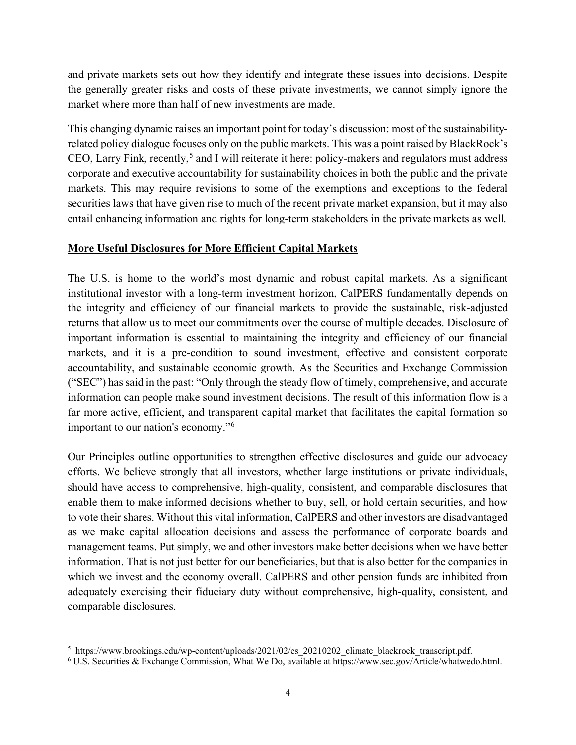and private markets sets out how they identify and integrate these issues into decisions. Despite the generally greater risks and costs of these private investments, we cannot simply ignore the market where more than half of new investments are made.

This changing dynamic raises an important point for today's discussion: most of the sustainability-related policy dialogue focuses only on the public markets. This was a point raised by BlackRock's CEO, Larry Fink, recently,[5] and I will reiterate it here: policy-makers and regulators must address corporate and executive accountability for sustainability choices in both the public and the private markets. This may require revisions to some of the exemptions and exceptions to the federal securities laws that have given rise to much of the recent private market expansion, but it may also entail enhancing information and rights for long-term stakeholders in the private markets as well.

## More Useful Disclosures for More Efficient Capital Markets

The U.S. is home to the world's most dynamic and robust capital markets. As a significant institutional investor with a long-term investment horizon, CalPERS fundamentally depends on the integrity and efficiency of our financial markets to provide the sustainable, risk-adjusted returns that allow us to meet our commitments over the course of multiple decades. Disclosure of important information is essential to maintaining the integrity and efficiency of our financial markets, and it is a pre-condition to sound investment, effective and consistent corporate accountability, and sustainable economic growth. As the Securities and Exchange Commission ("SEC") has said in the past: "Only through the steady flow of timely, comprehensive, and accurate information can people make sound investment decisions. The result of this information flow is a far more active, efficient, and transparent capital market that facilitates the capital formation so important to our nation's economy."[6]

Our Principles outline opportunities to strengthen effective disclosures and guide our advocacy efforts. We believe strongly that all investors, whether large institutions or private individuals, should have access to comprehensive, high-quality, consistent, and comparable disclosures that enable them to make informed decisions whether to buy, sell, or hold certain securities, and how to vote their shares. Without this vital information, CalPERS and other investors are disadvantaged as we make capital allocation decisions and assess the performance of corporate boards and management teams. Put simply, we and other investors make better decisions when we have better information. That is not just better for our beneficiaries, but that is also better for the companies in which we invest and the economy overall. CalPERS and other pension funds are inhibited from adequately exercising their fiduciary duty without comprehensive, high-quality, consistent, and comparable disclosures.

---

[5] https://www.brookings.edu/wp-content/uploads/2021/02/es_20210202_climate_blackrock_transcript.pdf.

[6] U.S. Securities & Exchange Commission, What We Do, available at https://www.sec.gov/Article/whatwedo.html.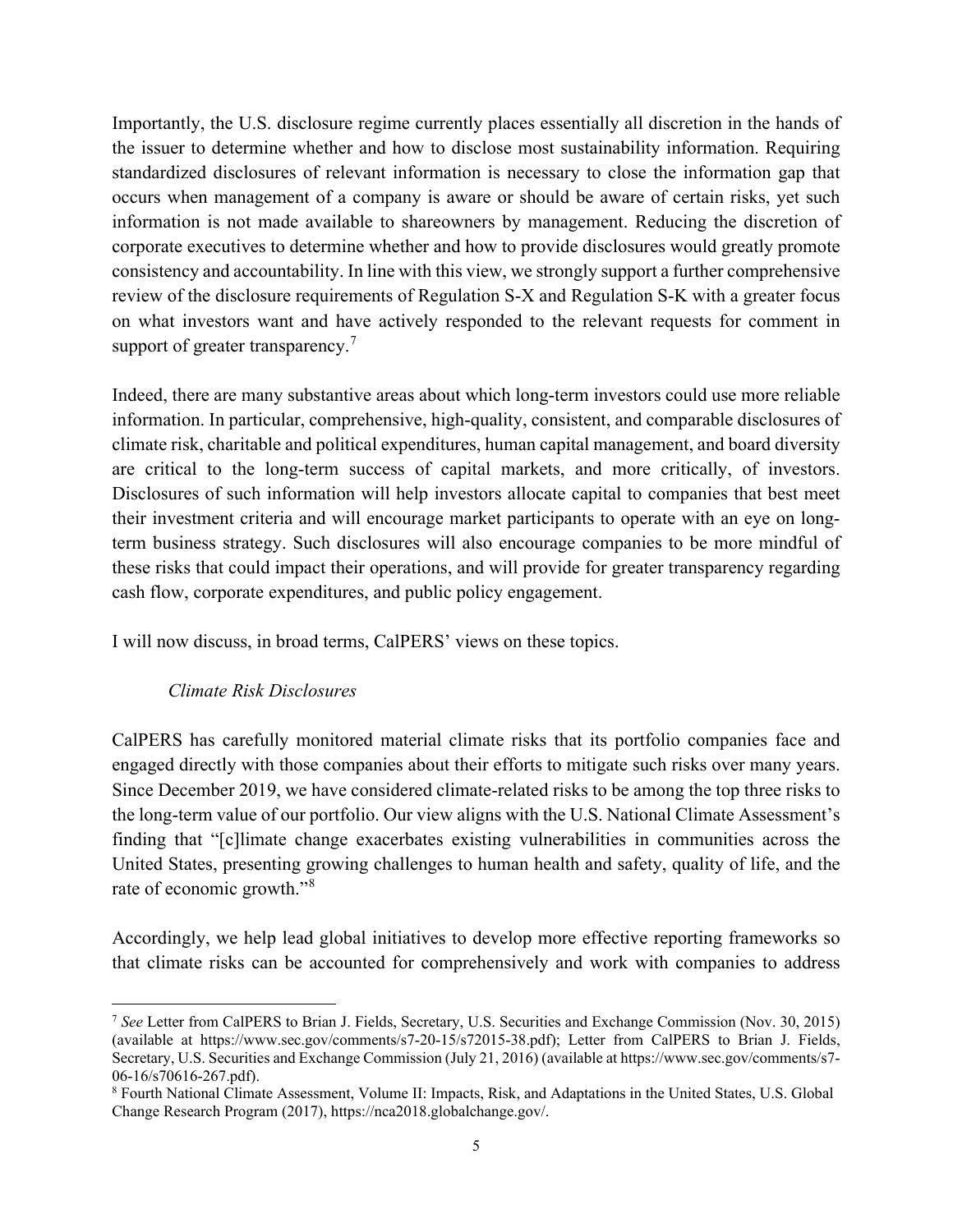Importantly, the U.S. disclosure regime currently places essentially all discretion in the hands of the issuer to determine whether and how to disclose most sustainability information. Requiring standardized disclosures of relevant information is necessary to close the information gap that occurs when management of a company is aware or should be aware of certain risks, yet such information is not made available to shareowners by management. Reducing the discretion of corporate executives to determine whether and how to provide disclosures would greatly promote consistency and accountability. In line with this view, we strongly support a further comprehensive review of the disclosure requirements of Regulation S-X and Regulation S-K with a greater focus on what investors want and have actively responded to the relevant requests for comment in support of greater transparency.[7]

Indeed, there are many substantive areas about which long-term investors could use more reliable information. In particular, comprehensive, high-quality, consistent, and comparable disclosures of climate risk, charitable and political expenditures, human capital management, and board diversity are critical to the long-term success of capital markets, and more critically, of investors. Disclosures of such information will help investors allocate capital to companies that best meet their investment criteria and will encourage market participants to operate with an eye on long-term business strategy. Such disclosures will also encourage companies to be more mindful of these risks that could impact their operations, and will provide for greater transparency regarding cash flow, corporate expenditures, and public policy engagement.

I will now discuss, in broad terms, CalPERS' views on these topics.

*Climate Risk Disclosures*

CalPERS has carefully monitored material climate risks that its portfolio companies face and engaged directly with those companies about their efforts to mitigate such risks over many years. Since December 2019, we have considered climate-related risks to be among the top three risks to the long-term value of our portfolio. Our view aligns with the U.S. National Climate Assessment's finding that "[c]limate change exacerbates existing vulnerabilities in communities across the United States, presenting growing challenges to human health and safety, quality of life, and the rate of economic growth."[8]

Accordingly, we help lead global initiatives to develop more effective reporting frameworks so that climate risks can be accounted for comprehensively and work with companies to address

---

[7] *See* Letter from CalPERS to Brian J. Fields, Secretary, U.S. Securities and Exchange Commission (Nov. 30, 2015) (available at https://www.sec.gov/comments/s7-20-15/s72015-38.pdf); Letter from CalPERS to Brian J. Fields, Secretary, U.S. Securities and Exchange Commission (July 21, 2016) (available at https://www.sec.gov/comments/s7-06-16/s70616-267.pdf).

[8] Fourth National Climate Assessment, Volume II: Impacts, Risk, and Adaptations in the United States, U.S. Global Change Research Program (2017), https://nca2018.globalchange.gov/.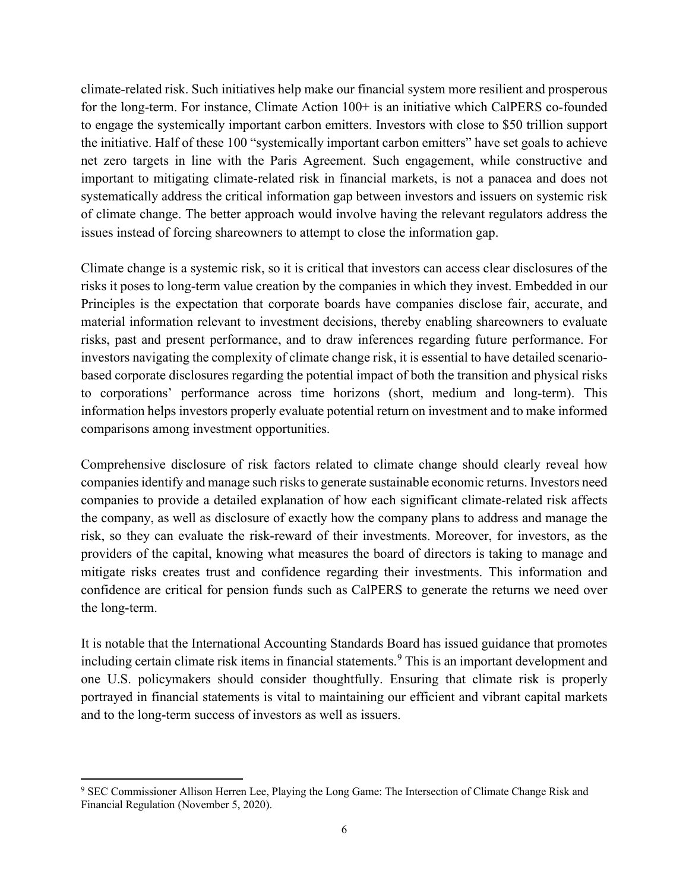climate-related risk. Such initiatives help make our financial system more resilient and prosperous for the long-term. For instance, Climate Action 100+ is an initiative which CalPERS co-founded to engage the systemically important carbon emitters. Investors with close to $50 trillion support the initiative. Half of these 100 "systemically important carbon emitters" have set goals to achieve net zero targets in line with the Paris Agreement. Such engagement, while constructive and important to mitigating climate-related risk in financial markets, is not a panacea and does not systematically address the critical information gap between investors and issuers on systemic risk of climate change. The better approach would involve having the relevant regulators address the issues instead of forcing shareowners to attempt to close the information gap.

Climate change is a systemic risk, so it is critical that investors can access clear disclosures of the risks it poses to long-term value creation by the companies in which they invest. Embedded in our Principles is the expectation that corporate boards have companies disclose fair, accurate, and material information relevant to investment decisions, thereby enabling shareowners to evaluate risks, past and present performance, and to draw inferences regarding future performance. For investors navigating the complexity of climate change risk, it is essential to have detailed scenario-based corporate disclosures regarding the potential impact of both the transition and physical risks to corporations' performance across time horizons (short, medium and long-term). This information helps investors properly evaluate potential return on investment and to make informed comparisons among investment opportunities.

Comprehensive disclosure of risk factors related to climate change should clearly reveal how companies identify and manage such risks to generate sustainable economic returns. Investors need companies to provide a detailed explanation of how each significant climate-related risk affects the company, as well as disclosure of exactly how the company plans to address and manage the risk, so they can evaluate the risk-reward of their investments. Moreover, for investors, as the providers of the capital, knowing what measures the board of directors is taking to manage and mitigate risks creates trust and confidence regarding their investments. This information and confidence are critical for pension funds such as CalPERS to generate the returns we need over the long-term.

It is notable that the International Accounting Standards Board has issued guidance that promotes including certain climate risk items in financial statements.[9] This is an important development and one U.S. policymakers should consider thoughtfully. Ensuring that climate risk is properly portrayed in financial statements is vital to maintaining our efficient and vibrant capital markets and to the long-term success of investors as well as issuers.

---

[9] SEC Commissioner Allison Herren Lee, Playing the Long Game: The Intersection of Climate Change Risk and Financial Regulation (November 5, 2020).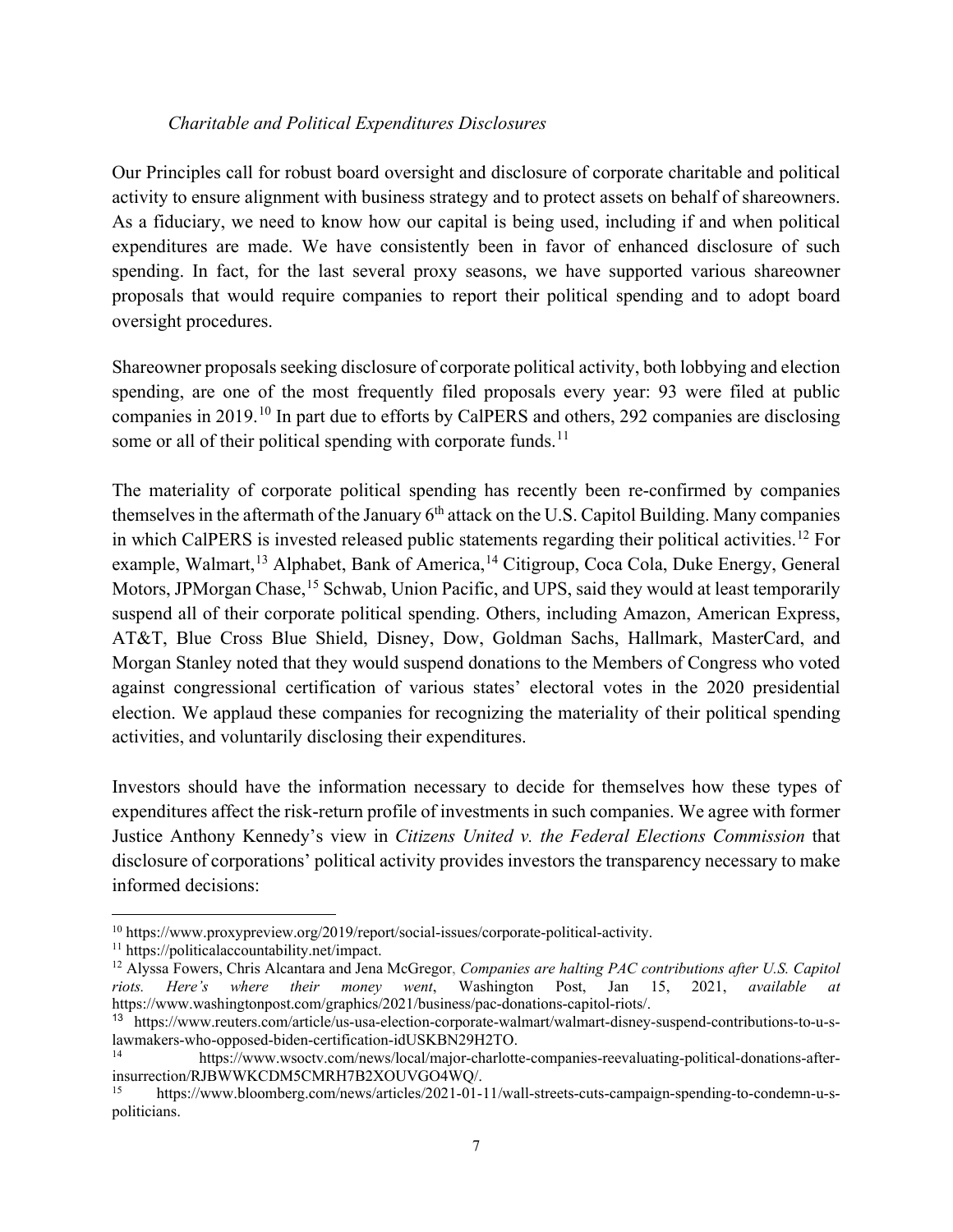*Charitable and Political Expenditures Disclosures*

Our Principles call for robust board oversight and disclosure of corporate charitable and political activity to ensure alignment with business strategy and to protect assets on behalf of shareowners. As a fiduciary, we need to know how our capital is being used, including if and when political expenditures are made. We have consistently been in favor of enhanced disclosure of such spending. In fact, for the last several proxy seasons, we have supported various shareowner proposals that would require companies to report their political spending and to adopt board oversight procedures.

Shareowner proposals seeking disclosure of corporate political activity, both lobbying and election spending, are one of the most frequently filed proposals every year: 93 were filed at public companies in 2019.[10] In part due to efforts by CalPERS and others, 292 companies are disclosing some or all of their political spending with corporate funds.[11]

The materiality of corporate political spending has recently been re-confirmed by companies themselves in the aftermath of the January 6th attack on the U.S. Capitol Building. Many companies in which CalPERS is invested released public statements regarding their political activities.[12] For example, Walmart,[13] Alphabet, Bank of America,[14] Citigroup, Coca Cola, Duke Energy, General Motors, JPMorgan Chase,[15] Schwab, Union Pacific, and UPS, said they would at least temporarily suspend all of their corporate political spending. Others, including Amazon, American Express, AT&T, Blue Cross Blue Shield, Disney, Dow, Goldman Sachs, Hallmark, MasterCard, and Morgan Stanley noted that they would suspend donations to the Members of Congress who voted against congressional certification of various states' electoral votes in the 2020 presidential election. We applaud these companies for recognizing the materiality of their political spending activities, and voluntarily disclosing their expenditures.

Investors should have the information necessary to decide for themselves how these types of expenditures affect the risk-return profile of investments in such companies. We agree with former Justice Anthony Kennedy's view in *Citizens United v. the Federal Elections Commission* that disclosure of corporations' political activity provides investors the transparency necessary to make informed decisions:

---

[10] https://www.proxypreview.org/2019/report/social-issues/corporate-political-activity.

[11] https://politicalaccountability.net/impact.

[12] Alyssa Fowers, Chris Alcantara and Jena McGregor, *Companies are halting PAC contributions after U.S. Capitol riots. Here's where their money went*, Washington Post, Jan 15, 2021, *available at* https://www.washingtonpost.com/graphics/2021/business/pac-donations-capitol-riots/.

[13] https://www.reuters.com/article/us-usa-election-corporate-walmart/walmart-disney-suspend-contributions-to-u-s-lawmakers-who-opposed-biden-certification-idUSKBN29H2TO.

[14] https://www.wsoctv.com/news/local/major-charlotte-companies-reevaluating-political-donations-after-insurrection/RJBWWKCDM5CMRH7B2XOUVGO4WQ/.

[15] https://www.bloomberg.com/news/articles/2021-01-11/wall-streets-cuts-campaign-spending-to-condemn-u-s-politicians.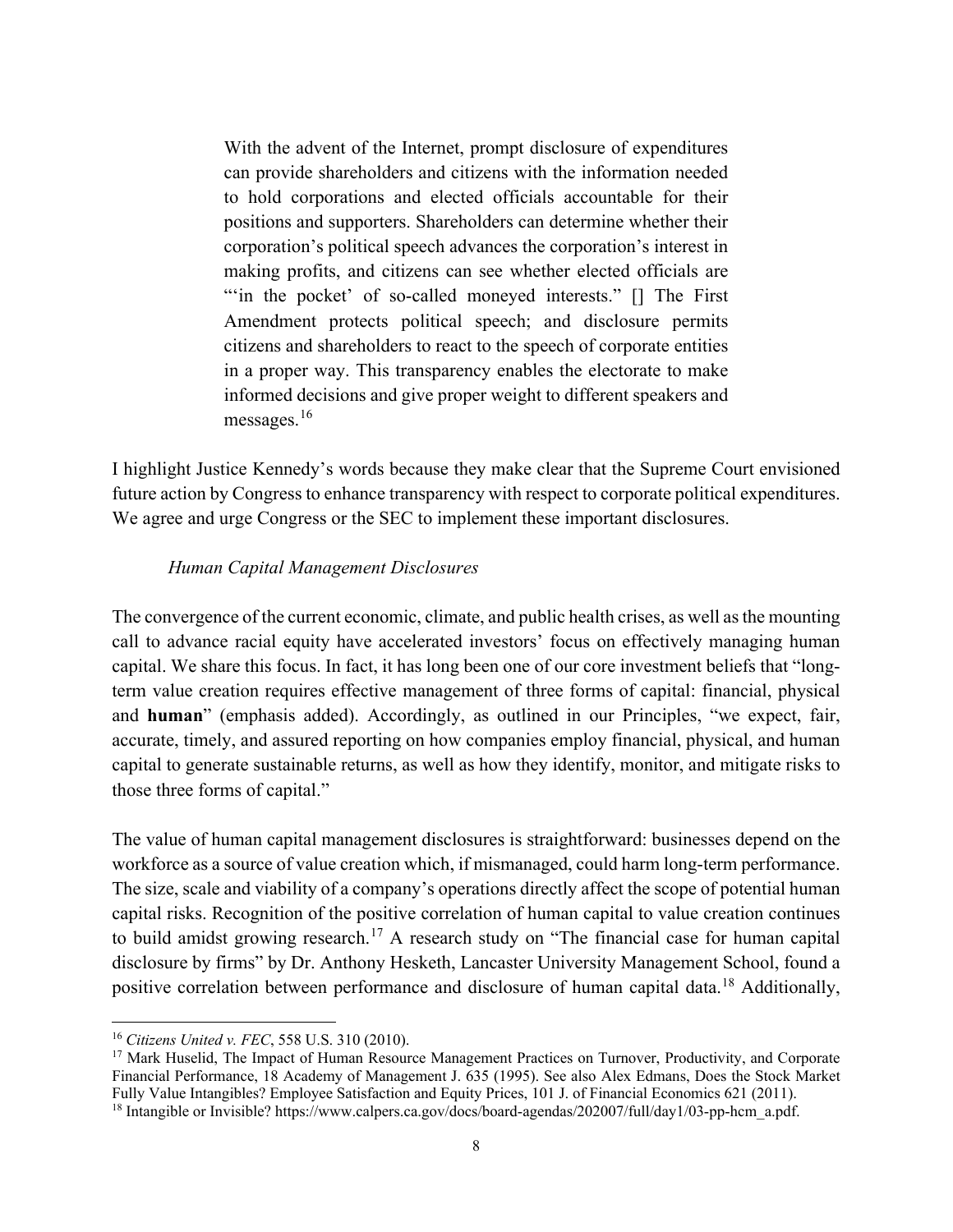> With the advent of the Internet, prompt disclosure of expenditures can provide shareholders and citizens with the information needed to hold corporations and elected officials accountable for their positions and supporters. Shareholders can determine whether their corporation's political speech advances the corporation's interest in making profits, and citizens can see whether elected officials are "'in the pocket' of so-called moneyed interests." [] The First Amendment protects political speech; and disclosure permits citizens and shareholders to react to the speech of corporate entities in a proper way. This transparency enables the electorate to make informed decisions and give proper weight to different speakers and messages.[16]

I highlight Justice Kennedy's words because they make clear that the Supreme Court envisioned future action by Congress to enhance transparency with respect to corporate political expenditures. We agree and urge Congress or the SEC to implement these important disclosures.

*Human Capital Management Disclosures*

The convergence of the current economic, climate, and public health crises, as well as the mounting call to advance racial equity have accelerated investors' focus on effectively managing human capital. We share this focus. In fact, it has long been one of our core investment beliefs that "long-term value creation requires effective management of three forms of capital: financial, physical and **human**" (emphasis added). Accordingly, as outlined in our Principles, "we expect, fair, accurate, timely, and assured reporting on how companies employ financial, physical, and human capital to generate sustainable returns, as well as how they identify, monitor, and mitigate risks to those three forms of capital."

The value of human capital management disclosures is straightforward: businesses depend on the workforce as a source of value creation which, if mismanaged, could harm long-term performance. The size, scale and viability of a company's operations directly affect the scope of potential human capital risks. Recognition of the positive correlation of human capital to value creation continues to build amidst growing research.[17] A research study on "The financial case for human capital disclosure by firms" by Dr. Anthony Hesketh, Lancaster University Management School, found a positive correlation between performance and disclosure of human capital data.[18] Additionally,

---

[16] *Citizens United v. FEC*, 558 U.S. 310 (2010).

[17] Mark Huselid, The Impact of Human Resource Management Practices on Turnover, Productivity, and Corporate Financial Performance, 18 Academy of Management J. 635 (1995). See also Alex Edmans, Does the Stock Market Fully Value Intangibles? Employee Satisfaction and Equity Prices, 101 J. of Financial Economics 621 (2011).

[18] Intangible or Invisible? https://www.calpers.ca.gov/docs/board-agendas/202007/full/day1/03-pp-hcm_a.pdf.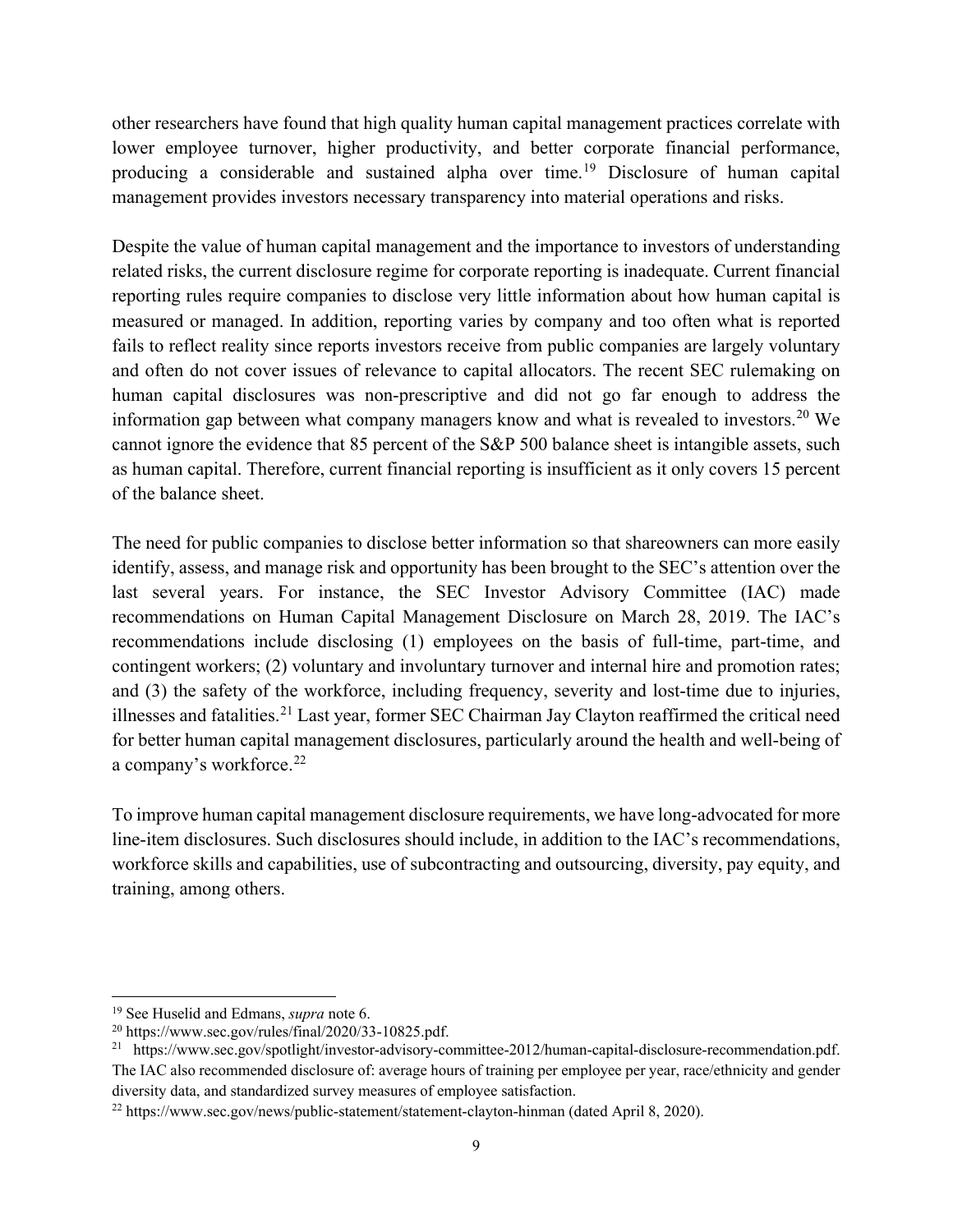other researchers have found that high quality human capital management practices correlate with lower employee turnover, higher productivity, and better corporate financial performance, producing a considerable and sustained alpha over time.[19] Disclosure of human capital management provides investors necessary transparency into material operations and risks.

Despite the value of human capital management and the importance to investors of understanding related risks, the current disclosure regime for corporate reporting is inadequate. Current financial reporting rules require companies to disclose very little information about how human capital is measured or managed. In addition, reporting varies by company and too often what is reported fails to reflect reality since reports investors receive from public companies are largely voluntary and often do not cover issues of relevance to capital allocators. The recent SEC rulemaking on human capital disclosures was non-prescriptive and did not go far enough to address the information gap between what company managers know and what is revealed to investors.[20] We cannot ignore the evidence that 85 percent of the S&P 500 balance sheet is intangible assets, such as human capital. Therefore, current financial reporting is insufficient as it only covers 15 percent of the balance sheet.

The need for public companies to disclose better information so that shareowners can more easily identify, assess, and manage risk and opportunity has been brought to the SEC's attention over the last several years. For instance, the SEC Investor Advisory Committee (IAC) made recommendations on Human Capital Management Disclosure on March 28, 2019. The IAC's recommendations include disclosing (1) employees on the basis of full-time, part-time, and contingent workers; (2) voluntary and involuntary turnover and internal hire and promotion rates; and (3) the safety of the workforce, including frequency, severity and lost-time due to injuries, illnesses and fatalities.[21] Last year, former SEC Chairman Jay Clayton reaffirmed the critical need for better human capital management disclosures, particularly around the health and well-being of a company's workforce.[22]

To improve human capital management disclosure requirements, we have long-advocated for more line-item disclosures. Such disclosures should include, in addition to the IAC's recommendations, workforce skills and capabilities, use of subcontracting and outsourcing, diversity, pay equity, and training, among others.

---

[19] See Huselid and Edmans, *supra* note 6.

[20] https://www.sec.gov/rules/final/2020/33-10825.pdf.

[21] https://www.sec.gov/spotlight/investor-advisory-committee-2012/human-capital-disclosure-recommendation.pdf. The IAC also recommended disclosure of: average hours of training per employee per year, race/ethnicity and gender diversity data, and standardized survey measures of employee satisfaction.

[22] https://www.sec.gov/news/public-statement/statement-clayton-hinman (dated April 8, 2020).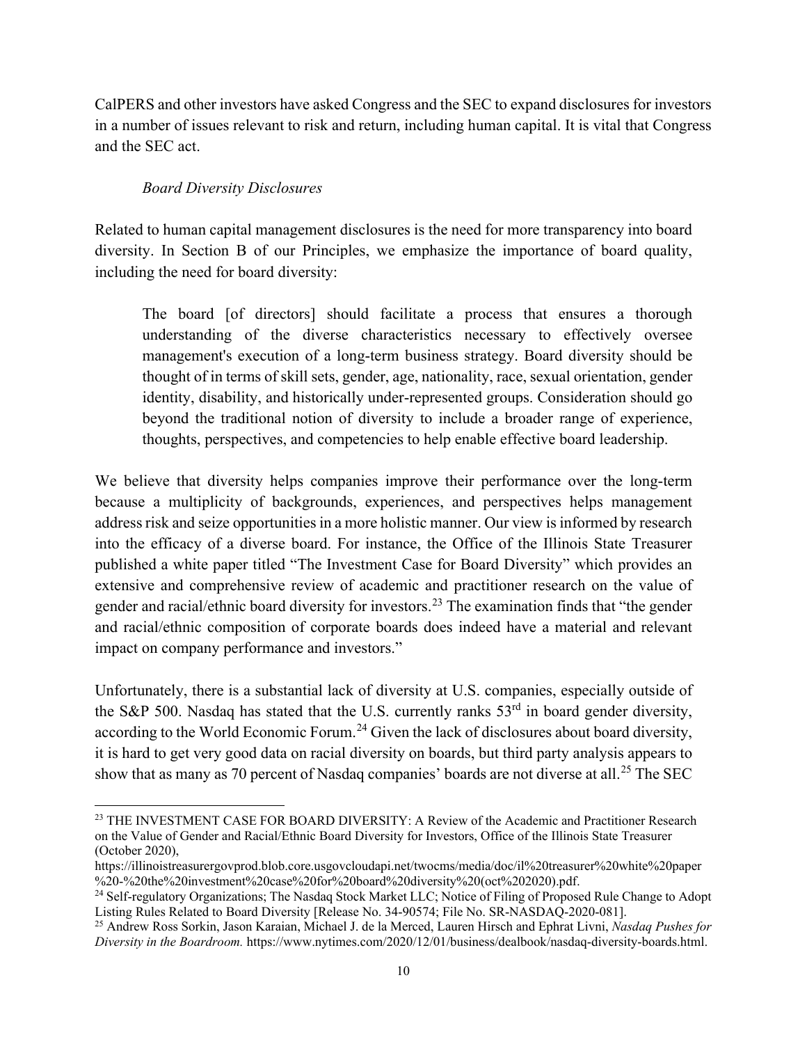CalPERS and other investors have asked Congress and the SEC to expand disclosures for investors in a number of issues relevant to risk and return, including human capital. It is vital that Congress and the SEC act.

*Board Diversity Disclosures*

Related to human capital management disclosures is the need for more transparency into board diversity. In Section B of our Principles, we emphasize the importance of board quality, including the need for board diversity:

> The board [of directors] should facilitate a process that ensures a thorough understanding of the diverse characteristics necessary to effectively oversee management's execution of a long-term business strategy. Board diversity should be thought of in terms of skill sets, gender, age, nationality, race, sexual orientation, gender identity, disability, and historically under-represented groups. Consideration should go beyond the traditional notion of diversity to include a broader range of experience, thoughts, perspectives, and competencies to help enable effective board leadership.

We believe that diversity helps companies improve their performance over the long-term because a multiplicity of backgrounds, experiences, and perspectives helps management address risk and seize opportunities in a more holistic manner. Our view is informed by research into the efficacy of a diverse board. For instance, the Office of the Illinois State Treasurer published a white paper titled "The Investment Case for Board Diversity" which provides an extensive and comprehensive review of academic and practitioner research on the value of gender and racial/ethnic board diversity for investors.[23] The examination finds that "the gender and racial/ethnic composition of corporate boards does indeed have a material and relevant impact on company performance and investors."

Unfortunately, there is a substantial lack of diversity at U.S. companies, especially outside of the S&P 500. Nasdaq has stated that the U.S. currently ranks 53rd in board gender diversity, according to the World Economic Forum.[24] Given the lack of disclosures about board diversity, it is hard to get very good data on racial diversity on boards, but third party analysis appears to show that as many as 70 percent of Nasdaq companies' boards are not diverse at all.[25] The SEC

---

[23] THE INVESTMENT CASE FOR BOARD DIVERSITY: A Review of the Academic and Practitioner Research on the Value of Gender and Racial/Ethnic Board Diversity for Investors, Office of the Illinois State Treasurer (October 2020), https://illinoistreasurergovprod.blob.core.usgovcloudapi.net/twocms/media/doc/il%20treasurer%20white%20paper%20-%20the%20investment%20case%20for%20board%20diversity%20(oct%202020).pdf.

[24] Self-regulatory Organizations; The Nasdaq Stock Market LLC; Notice of Filing of Proposed Rule Change to Adopt Listing Rules Related to Board Diversity [Release No. 34-90574; File No. SR-NASDAQ-2020-081].

[25] Andrew Ross Sorkin, Jason Karaian, Michael J. de la Merced, Lauren Hirsch and Ephrat Livni, *Nasdaq Pushes for Diversity in the Boardroom.* https://www.nytimes.com/2020/12/01/business/dealbook/nasdaq-diversity-boards.html.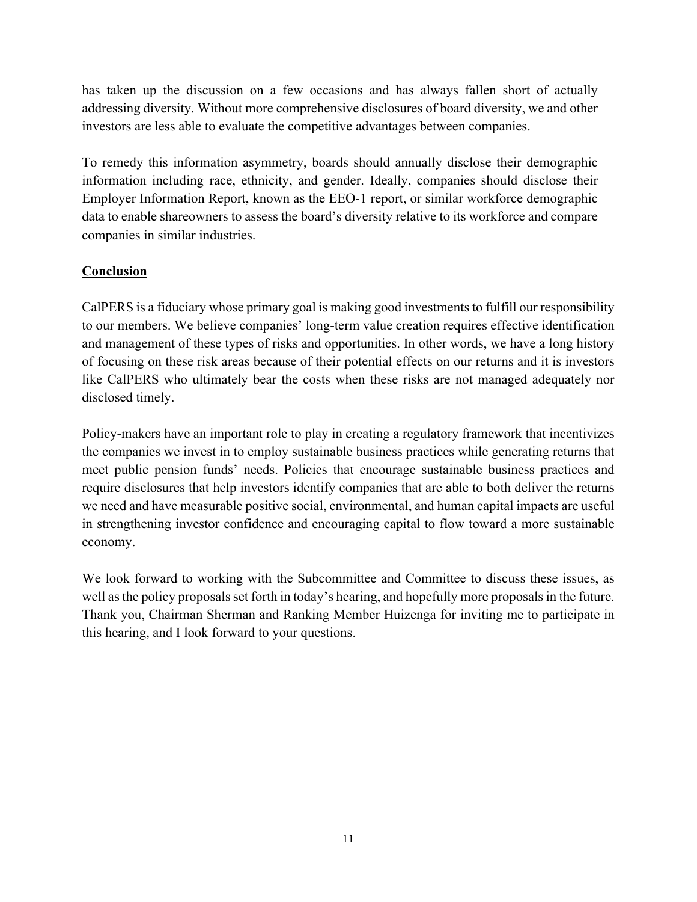has taken up the discussion on a few occasions and has always fallen short of actually addressing diversity. Without more comprehensive disclosures of board diversity, we and other investors are less able to evaluate the competitive advantages between companies.

To remedy this information asymmetry, boards should annually disclose their demographic information including race, ethnicity, and gender. Ideally, companies should disclose their Employer Information Report, known as the EEO-1 report, or similar workforce demographic data to enable shareowners to assess the board's diversity relative to its workforce and compare companies in similar industries.

## Conclusion

CalPERS is a fiduciary whose primary goal is making good investments to fulfill our responsibility to our members. We believe companies' long-term value creation requires effective identification and management of these types of risks and opportunities. In other words, we have a long history of focusing on these risk areas because of their potential effects on our returns and it is investors like CalPERS who ultimately bear the costs when these risks are not managed adequately nor disclosed timely.

Policy-makers have an important role to play in creating a regulatory framework that incentivizes the companies we invest in to employ sustainable business practices while generating returns that meet public pension funds' needs. Policies that encourage sustainable business practices and require disclosures that help investors identify companies that are able to both deliver the returns we need and have measurable positive social, environmental, and human capital impacts are useful in strengthening investor confidence and encouraging capital to flow toward a more sustainable economy.

We look forward to working with the Subcommittee and Committee to discuss these issues, as well as the policy proposals set forth in today's hearing, and hopefully more proposals in the future. Thank you, Chairman Sherman and Ranking Member Huizenga for inviting me to participate in this hearing, and I look forward to your questions.